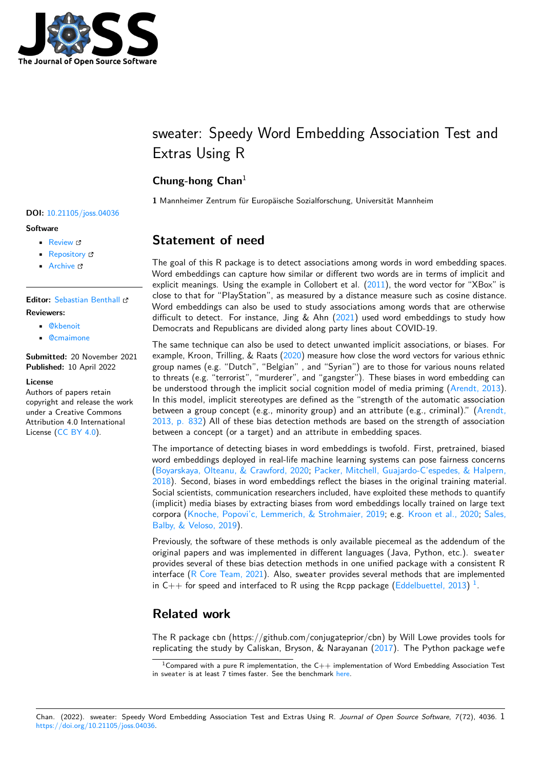# sweater: Speedy Word Embedding Association Test and Extras Using R

**Chung-hong Chan**[1]

**1** Mannheimer Zentrum für Europäische Sozialforschung, Universität Mannheim

**DOI:** 10.21105/joss.04036

**Software**

- Review
- Repository
- Archive

**Editor:** Sebastian Benthall

**Reviewers:**

- @kbenoit
- @cmaimone

**Submitted:** 20 November 2021
**Published:** 10 April 2022

**License**
Authors of papers retain copyright and release the work under a Creative Commons Attribution 4.0 International License (CC BY 4.0).

## Statement of need

The goal of this R package is to detect associations among words in word embedding spaces. Word embeddings can capture how similar or different two words are in terms of implicit and explicit meanings. Using the example in Collobert et al. (2011), the word vector for "XBox" is close to that for "PlayStation", as measured by a distance measure such as cosine distance. Word embeddings can also be used to study associations among words that are otherwise difficult to detect. For instance, Jing & Ahn (2021) used word embeddings to study how Democrats and Republicans are divided along party lines about COVID-19.

The same technique can also be used to detect unwanted implicit associations, or biases. For example, Kroon, Trilling, & Raats (2020) measure how close the word vectors for various ethnic group names (e.g. "Dutch", "Belgian" , and "Syrian") are to those for various nouns related to threats (e.g. "terrorist", "murderer", and "gangster"). These biases in word embedding can be understood through the implicit social cognition model of media priming (Arendt, 2013). In this model, implicit stereotypes are defined as the "strength of the automatic association between a group concept (e.g., minority group) and an attribute (e.g., criminal)." (Arendt, 2013, p. 832) All of these bias detection methods are based on the strength of association between a concept (or a target) and an attribute in embedding spaces.

The importance of detecting biases in word embeddings is twofold. First, pretrained, biased word embeddings deployed in real-life machine learning systems can pose fairness concerns (Boyarskaya, Olteanu, & Crawford, 2020; Packer, Mitchell, Guajardo-C'espedes, & Halpern, 2018). Second, biases in word embeddings reflect the biases in the original training material. Social scientists, communication researchers included, have exploited these methods to quantify (implicit) media biases by extracting biases from word embeddings locally trained on large text corpora (Knoche, Popovi'c, Lemmerich, & Strohmaier, 2019; e.g. Kroon et al., 2020; Sales, Balby, & Veloso, 2019).

Previously, the software of these methods is only available piecemeal as the addendum of the original papers and was implemented in different languages (Java, Python, etc.). sweater provides several of these bias detection methods in one unified package with a consistent R interface (R Core Team, 2021). Also, sweater provides several methods that are implemented in C++ for speed and interfaced to R using the Rcpp package (Eddelbuettel, 2013) [1].

## Related work

The R package cbn (https://github.com/conjugateprior/cbn) by Will Lowe provides tools for replicating the study by Caliskan, Bryson, & Narayanan (2017). The Python package wefe

[1] Compared with a pure R implementation, the C++ implementation of Word Embedding Association Test in sweater is at least 7 times faster. See the benchmark here.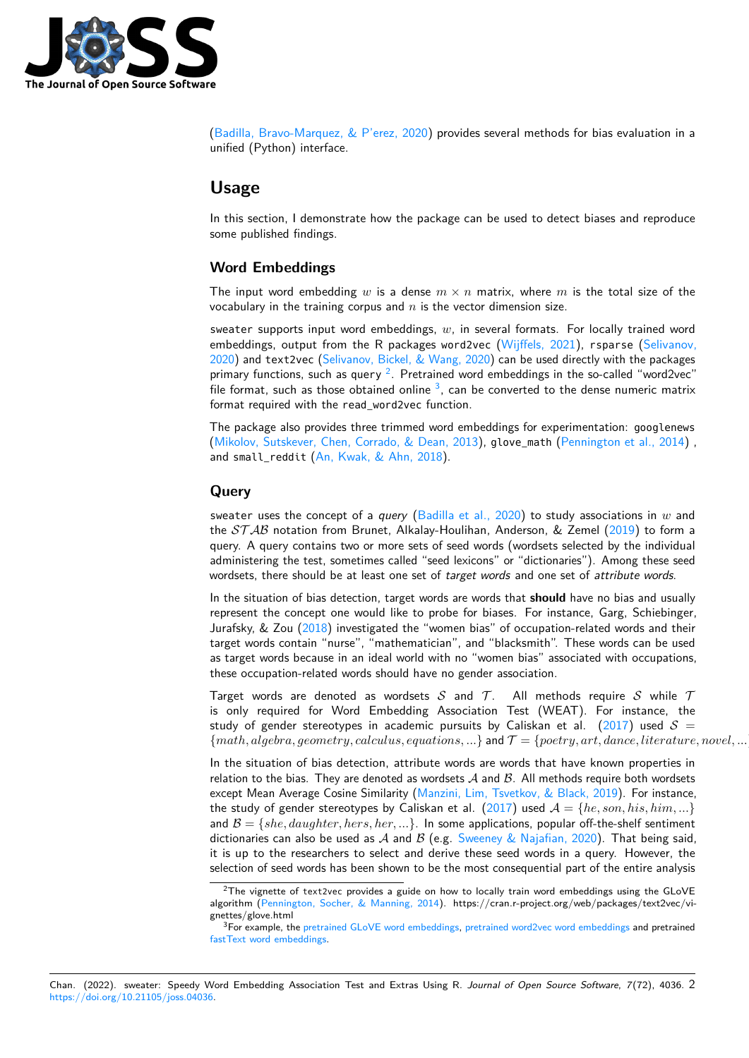(Badilla, Bravo-Marquez, & P'erez, 2020) provides several methods for bias evaluation in a unified (Python) interface.

# Usage

In this section, I demonstrate how the package can be used to detect biases and reproduce some published findings.

## Word Embeddings

The input word embedding $w$ is a dense $m \times n$ matrix, where $m$ is the total size of the vocabulary in the training corpus and $n$ is the vector dimension size.

`sweater` supports input word embeddings, $w$, in several formats. For locally trained word embeddings, output from the R packages `word2vec` (Wijffels, 2021), `rsparse` (Selivanov, 2020) and `text2vec` (Selivanov, Bickel, & Wang, 2020) can be used directly with the packages primary functions, such as `query` [2]. Pretrained word embeddings in the so-called "word2vec" file format, such as those obtained online [3], can be converted to the dense numeric matrix format required with the `read_word2vec` function.

The package also provides three trimmed word embeddings for experimentation: `googlenews` (Mikolov, Sutskever, Chen, Corrado, & Dean, 2013), `glove_math` (Pennington et al., 2014) , and `small_reddit` (An, Kwak, & Ahn, 2018).

## Query

`sweater` uses the concept of a *query* (Badilla et al., 2020) to study associations in $w$ and the $\mathcal{STAB}$ notation from Brunet, Alkalay-Houlihan, Anderson, & Zemel (2019) to form a query. A query contains two or more sets of seed words (wordsets selected by the individual administering the test, sometimes called "seed lexicons" or "dictionaries"). Among these seed wordsets, there should be at least one set of *target words* and one set of *attribute words*.

In the situation of bias detection, target words are words that **should** have no bias and usually represent the concept one would like to probe for biases. For instance, Garg, Schiebinger, Jurafsky, & Zou (2018) investigated the "women bias" of occupation-related words and their target words contain "nurse", "mathematician", and "blacksmith". These words can be used as target words because in an ideal world with no "women bias" associated with occupations, these occupation-related words should have no gender association.

Target words are denoted as wordsets $\mathcal{S}$ and $\mathcal{T}$. All methods require $\mathcal{S}$ while $\mathcal{T}$ is only required for Word Embedding Association Test (WEAT). For instance, the study of gender stereotypes in academic pursuits by Caliskan et al. (2017) used $\mathcal{S} = \{math, algebra, geometry, calculus, equations, ...\}$ and $\mathcal{T} = \{poetry, art, dance, literature, novel, ...\}$

In the situation of bias detection, attribute words are words that have known properties in relation to the bias. They are denoted as wordsets $\mathcal{A}$ and $\mathcal{B}$. All methods require both wordsets except Mean Average Cosine Similarity (Manzini, Lim, Tsvetkov, & Black, 2019). For instance, the study of gender stereotypes by Caliskan et al. (2017) used $\mathcal{A} = \{he, son, his, him, ...\}$ and $\mathcal{B} = \{she, daughter, hers, her, ...\}$. In some applications, popular off-the-shelf sentiment dictionaries can also be used as $\mathcal{A}$ and $\mathcal{B}$ (e.g. Sweeney & Najafian, 2020). That being said, it is up to the researchers to select and derive these seed words in a query. However, the selection of seed words has been shown to be the most consequential part of the entire analysis

---

[2] The vignette of `text2vec` provides a guide on how to locally train word embeddings using the GLoVE algorithm (Pennington, Socher, & Manning, 2014). https://cran.r-project.org/web/packages/text2vec/vignettes/glove.html

[3] For example, the pretrained GLoVE word embeddings, pretrained word2vec word embeddings and pretrained fastText word embeddings.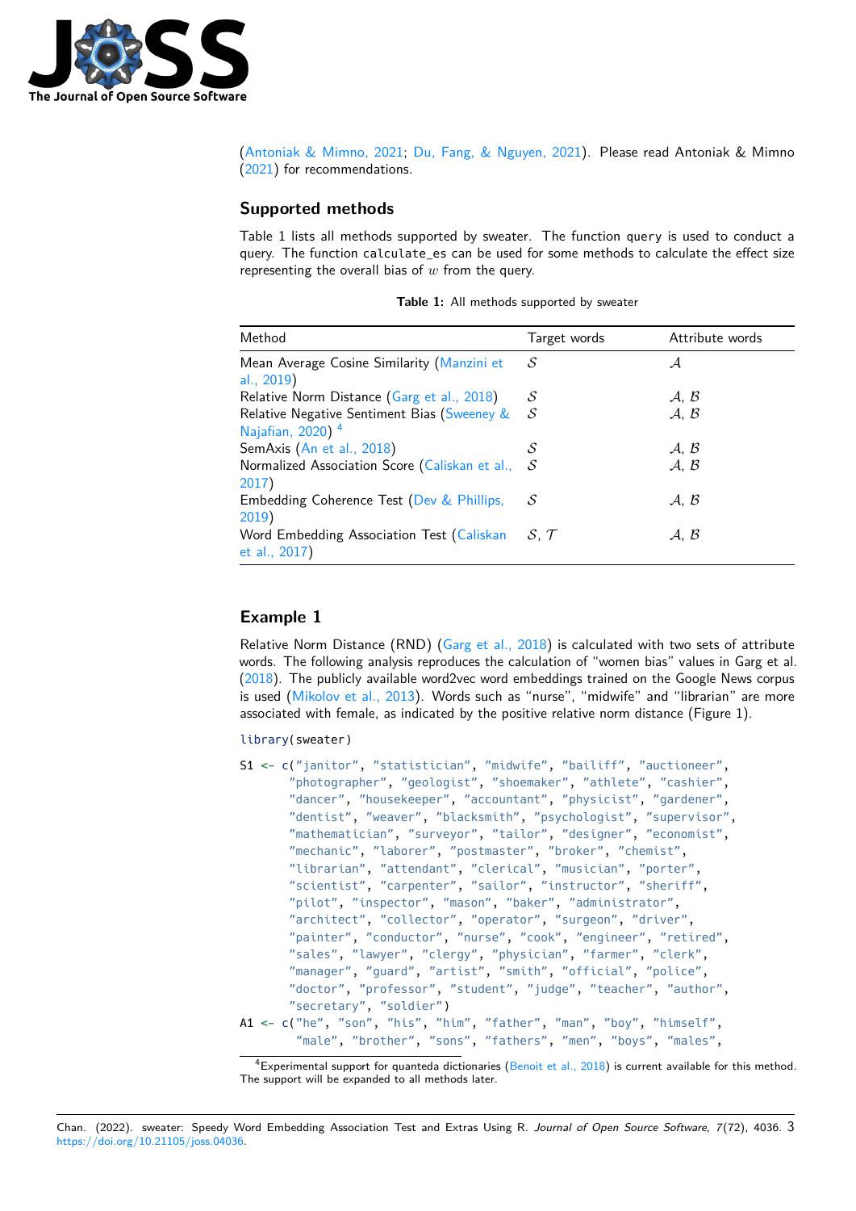(Antoniak & Mimno, 2021; Du, Fang, & Nguyen, 2021). Please read Antoniak & Mimno (2021) for recommendations.

## Supported methods

Table 1 lists all methods supported by sweater. The function `query` is used to conduct a query. The function `calculate_es` can be used for some methods to calculate the effect size representing the overall bias of $w$ from the query.

**Table 1:** All methods supported by sweater

| Method | Target words | Attribute words |
|---|---|---|
| Mean Average Cosine Similarity (Manzini et al., 2019) | $\mathcal{S}$ | $\mathcal{A}$ |
| Relative Norm Distance (Garg et al., 2018) | $\mathcal{S}$ | $\mathcal{A}$, $\mathcal{B}$ |
| Relative Negative Sentiment Bias (Sweeney & Najafian, 2020) [4] | $\mathcal{S}$ | $\mathcal{A}$, $\mathcal{B}$ |
| SemAxis (An et al., 2018) | $\mathcal{S}$ | $\mathcal{A}$, $\mathcal{B}$ |
| Normalized Association Score (Caliskan et al., 2017) | $\mathcal{S}$ | $\mathcal{A}$, $\mathcal{B}$ |
| Embedding Coherence Test (Dev & Phillips, 2019) | $\mathcal{S}$ | $\mathcal{A}$, $\mathcal{B}$ |
| Word Embedding Association Test (Caliskan et al., 2017) | $\mathcal{S}$, $\mathcal{T}$ | $\mathcal{A}$, $\mathcal{B}$ |

## Example 1

Relative Norm Distance (RND) (Garg et al., 2018) is calculated with two sets of attribute words. The following analysis reproduces the calculation of "women bias" values in Garg et al. (2018). The publicly available word2vec word embeddings trained on the Google News corpus is used (Mikolov et al., 2013). Words such as "nurse", "midwife" and "librarian" are more associated with female, as indicated by the positive relative norm distance (Figure 1).

```r
library(sweater)

S1 <- c("janitor", "statistician", "midwife", "bailiff", "auctioneer",
        "photographer", "geologist", "shoemaker", "athlete", "cashier",
        "dancer", "housekeeper", "accountant", "physicist", "gardener",
        "dentist", "weaver", "blacksmith", "psychologist", "supervisor",
        "mathematician", "surveyor", "tailor", "designer", "economist",
        "mechanic", "laborer", "postmaster", "broker", "chemist",
        "librarian", "attendant", "clerical", "musician", "porter",
        "scientist", "carpenter", "sailor", "instructor", "sheriff",
        "pilot", "inspector", "mason", "baker", "administrator",
        "architect", "collector", "operator", "surgeon", "driver",
        "painter", "conductor", "nurse", "cook", "engineer", "retired",
        "sales", "lawyer", "clergy", "physician", "farmer", "clerk",
        "manager", "guard", "artist", "smith", "official", "police",
        "doctor", "professor", "student", "judge", "teacher", "author",
        "secretary", "soldier")
A1 <- c("he", "son", "his", "him", "father", "man", "boy", "himself",
         "male", "brother", "sons", "fathers", "men", "boys", "males",
```

[4] Experimental support for quanteda dictionaries (Benoit et al., 2018) is current available for this method. The support will be expanded to all methods later.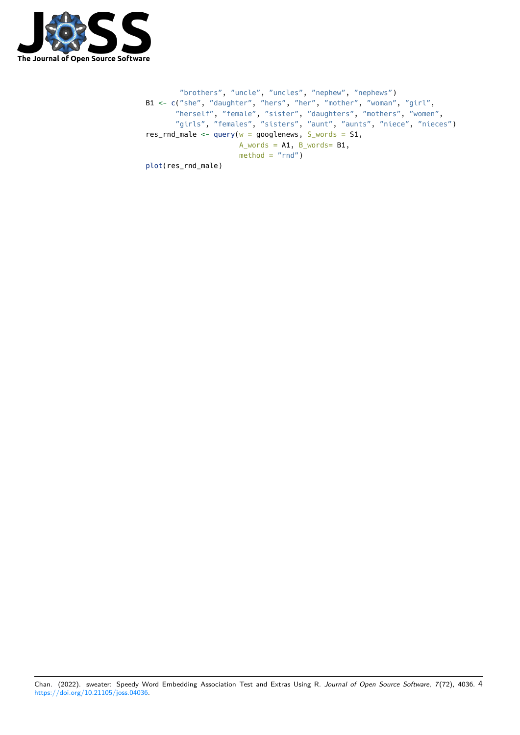```r
        "brothers", "uncle", "uncles", "nephew", "nephews")
B1 <- c("she", "daughter", "hers", "her", "mother", "woman", "girl",
       "herself", "female", "sister", "daughters", "mothers", "women",
       "girls", "females", "sisters", "aunt", "aunts", "niece", "nieces")
res_rnd_male <- query(w = googlenews, S_words = S1,
                      A_words = A1, B_words= B1,
                      method = "rnd")
plot(res_rnd_male)
```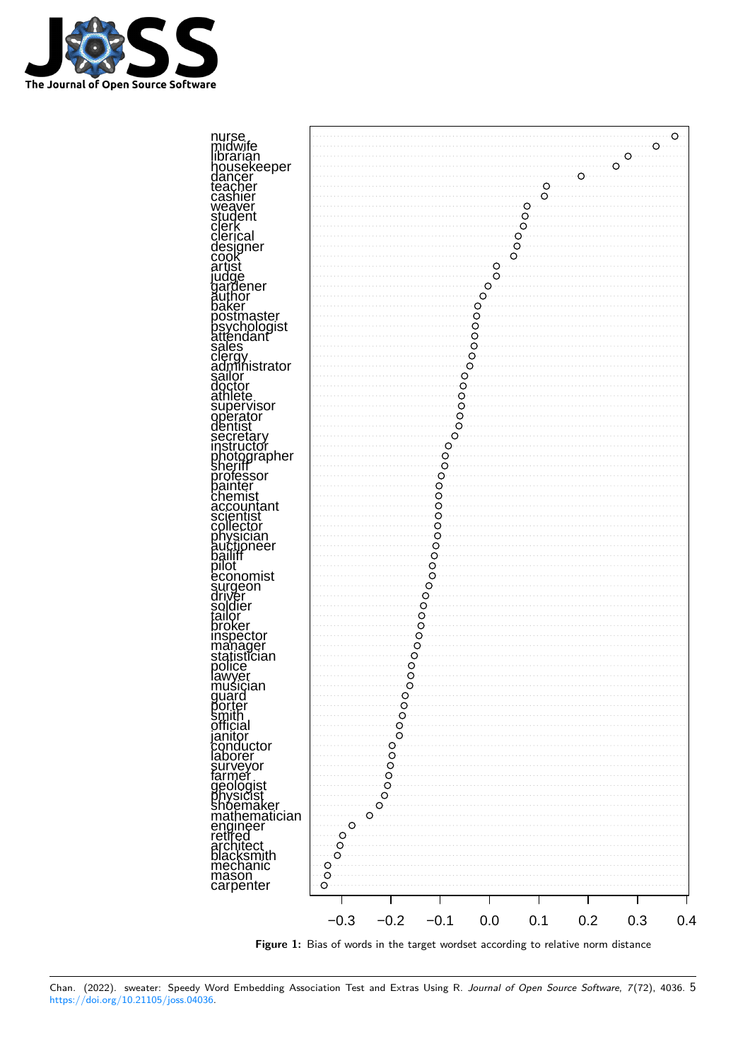**Figure 1:** Bias of words in the target wordset according to relative norm distance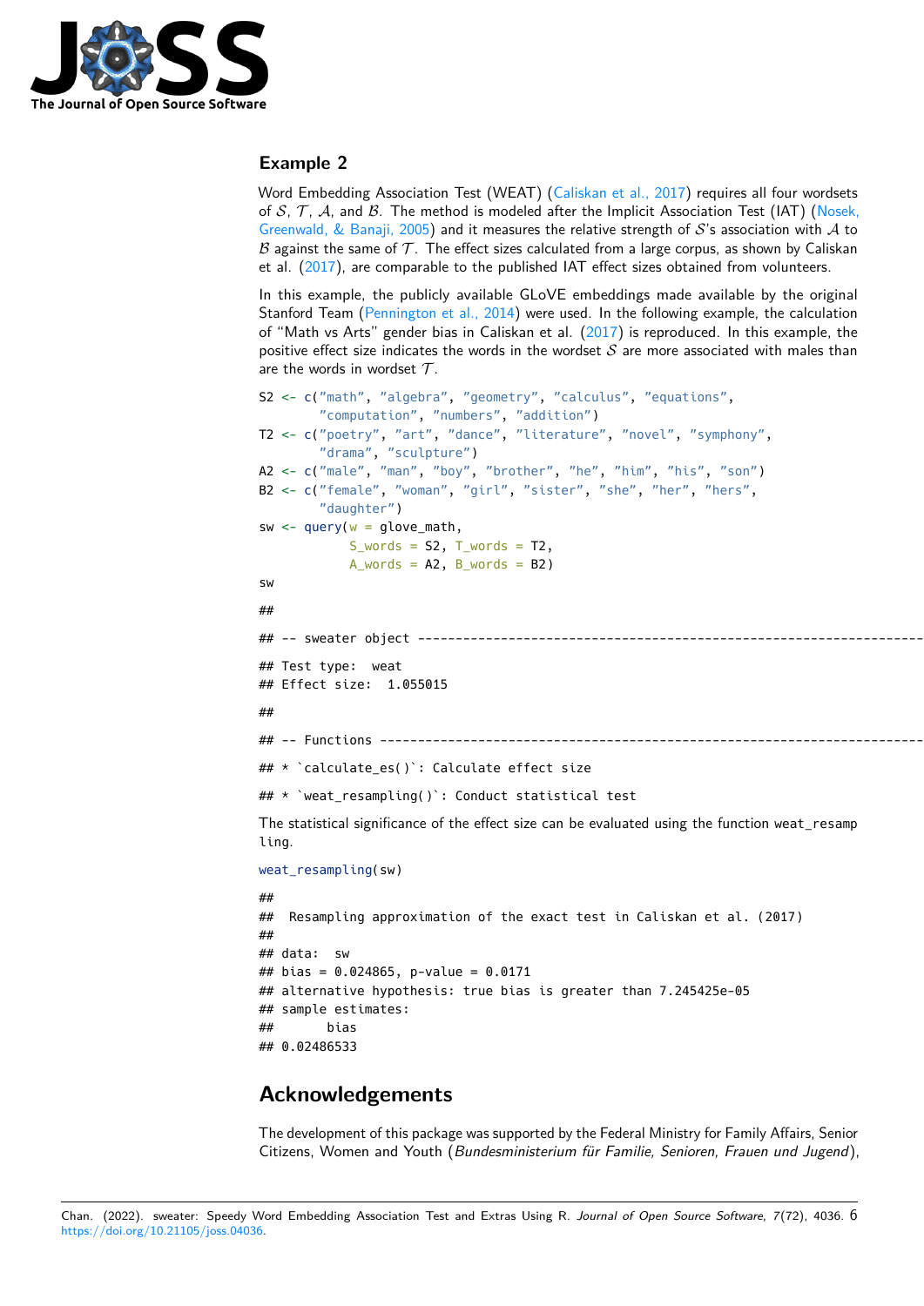### Example 2

Word Embedding Association Test (WEAT) (Caliskan et al., 2017) requires all four wordsets of $\mathcal{S}$, $\mathcal{T}$, $\mathcal{A}$, and $\mathcal{B}$. The method is modeled after the Implicit Association Test (IAT) (Nosek, Greenwald, & Banaji, 2005) and it measures the relative strength of $\mathcal{S}$'s association with $\mathcal{A}$ to $\mathcal{B}$ against the same of $\mathcal{T}$. The effect sizes calculated from a large corpus, as shown by Caliskan et al. (2017), are comparable to the published IAT effect sizes obtained from volunteers.

In this example, the publicly available GLoVE embeddings made available by the original Stanford Team (Pennington et al., 2014) were used. In the following example, the calculation of "Math vs Arts" gender bias in Caliskan et al. (2017) is reproduced. In this example, the positive effect size indicates the words in the wordset $\mathcal{S}$ are more associated with males than are the words in wordset $\mathcal{T}$.

```
S2 <- c("math", "algebra", "geometry", "calculus", "equations",
        "computation", "numbers", "addition")
T2 <- c("poetry", "art", "dance", "literature", "novel", "symphony",
        "drama", "sculpture")
A2 <- c("male", "man", "boy", "brother", "he", "him", "his", "son")
B2 <- c("female", "woman", "girl", "sister", "she", "her", "hers",
        "daughter")
sw <- query(w = glove_math,
            S_words = S2, T_words = T2,
            A_words = A2, B_words = B2)
sw
```

```
##
## -- sweater object --------------------------------------------------------------------
## Test type:  weat
## Effect size:  1.055015
##
## -- Functions --------------------------------------------------------------------------
## * `calculate_es()`: Calculate effect size
## * `weat_resampling()`: Conduct statistical test
```

The statistical significance of the effect size can be evaluated using the function weat_resampling.

```
weat_resampling(sw)
```

```
##
##  Resampling approximation of the exact test in Caliskan et al. (2017)
##
## data:  sw
## bias = 0.024865, p-value = 0.0171
## alternative hypothesis: true bias is greater than 7.245425e-05
## sample estimates:
##       bias
## 0.02486533
```

## Acknowledgements

The development of this package was supported by the Federal Ministry for Family Affairs, Senior Citizens, Women and Youth (*Bundesministerium für Familie, Senioren, Frauen und Jugend*),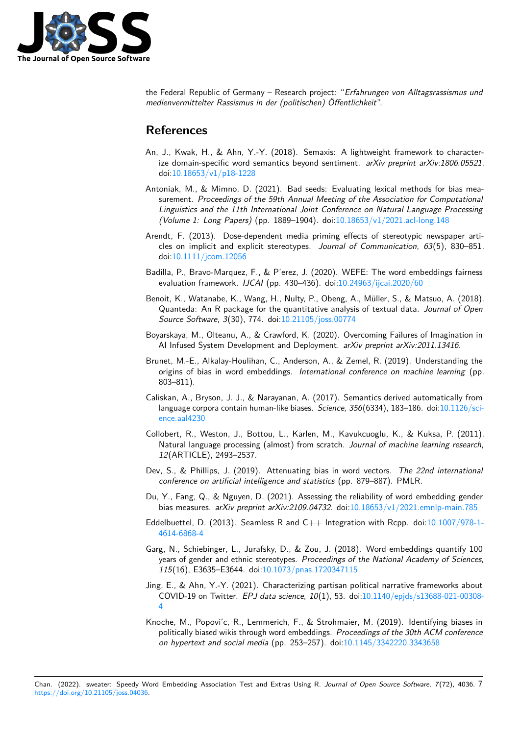the Federal Republic of Germany – Research project: "*Erfahrungen von Alltagsrassismus und medienvermittelter Rassismus in der (politischen) Öffentlichkeit*".

## References

An, J., Kwak, H., & Ahn, Y.-Y. (2018). Semaxis: A lightweight framework to characterize domain-specific word semantics beyond sentiment. *arXiv preprint arXiv:1806.05521*. doi:10.18653/v1/p18-1228

Antoniak, M., & Mimno, D. (2021). Bad seeds: Evaluating lexical methods for bias measurement. *Proceedings of the 59th Annual Meeting of the Association for Computational Linguistics and the 11th International Joint Conference on Natural Language Processing (Volume 1: Long Papers)* (pp. 1889–1904). doi:10.18653/v1/2021.acl-long.148

Arendt, F. (2013). Dose-dependent media priming effects of stereotypic newspaper articles on implicit and explicit stereotypes. *Journal of Communication*, *63*(5), 830–851. doi:10.1111/jcom.12056

Badilla, P., Bravo-Marquez, F., & P'erez, J. (2020). WEFE: The word embeddings fairness evaluation framework. *IJCAI* (pp. 430–436). doi:10.24963/ijcai.2020/60

Benoit, K., Watanabe, K., Wang, H., Nulty, P., Obeng, A., Müller, S., & Matsuo, A. (2018). Quanteda: An R package for the quantitative analysis of textual data. *Journal of Open Source Software*, *3*(30), 774. doi:10.21105/joss.00774

Boyarskaya, M., Olteanu, A., & Crawford, K. (2020). Overcoming Failures of Imagination in AI Infused System Development and Deployment. *arXiv preprint arXiv:2011.13416*.

Brunet, M.-E., Alkalay-Houlihan, C., Anderson, A., & Zemel, R. (2019). Understanding the origins of bias in word embeddings. *International conference on machine learning* (pp. 803–811).

Caliskan, A., Bryson, J. J., & Narayanan, A. (2017). Semantics derived automatically from language corpora contain human-like biases. *Science*, *356*(6334), 183–186. doi:10.1126/science.aal4230

Collobert, R., Weston, J., Bottou, L., Karlen, M., Kavukcuoglu, K., & Kuksa, P. (2011). Natural language processing (almost) from scratch. *Journal of machine learning research*, *12*(ARTICLE), 2493–2537.

Dev, S., & Phillips, J. (2019). Attenuating bias in word vectors. *The 22nd international conference on artificial intelligence and statistics* (pp. 879–887). PMLR.

Du, Y., Fang, Q., & Nguyen, D. (2021). Assessing the reliability of word embedding gender bias measures. *arXiv preprint arXiv:2109.04732*. doi:10.18653/v1/2021.emnlp-main.785

Eddelbuettel, D. (2013). Seamless R and C++ Integration with Rcpp. doi:10.1007/978-1-4614-6868-4

Garg, N., Schiebinger, L., Jurafsky, D., & Zou, J. (2018). Word embeddings quantify 100 years of gender and ethnic stereotypes. *Proceedings of the National Academy of Sciences*, *115*(16), E3635–E3644. doi:10.1073/pnas.1720347115

Jing, E., & Ahn, Y.-Y. (2021). Characterizing partisan political narrative frameworks about COVID-19 on Twitter. *EPJ data science*, *10*(1), 53. doi:10.1140/epjds/s13688-021-00308-4

Knoche, M., Popovi'c, R., Lemmerich, F., & Strohmaier, M. (2019). Identifying biases in politically biased wikis through word embeddings. *Proceedings of the 30th ACM conference on hypertext and social media* (pp. 253–257). doi:10.1145/3342220.3343658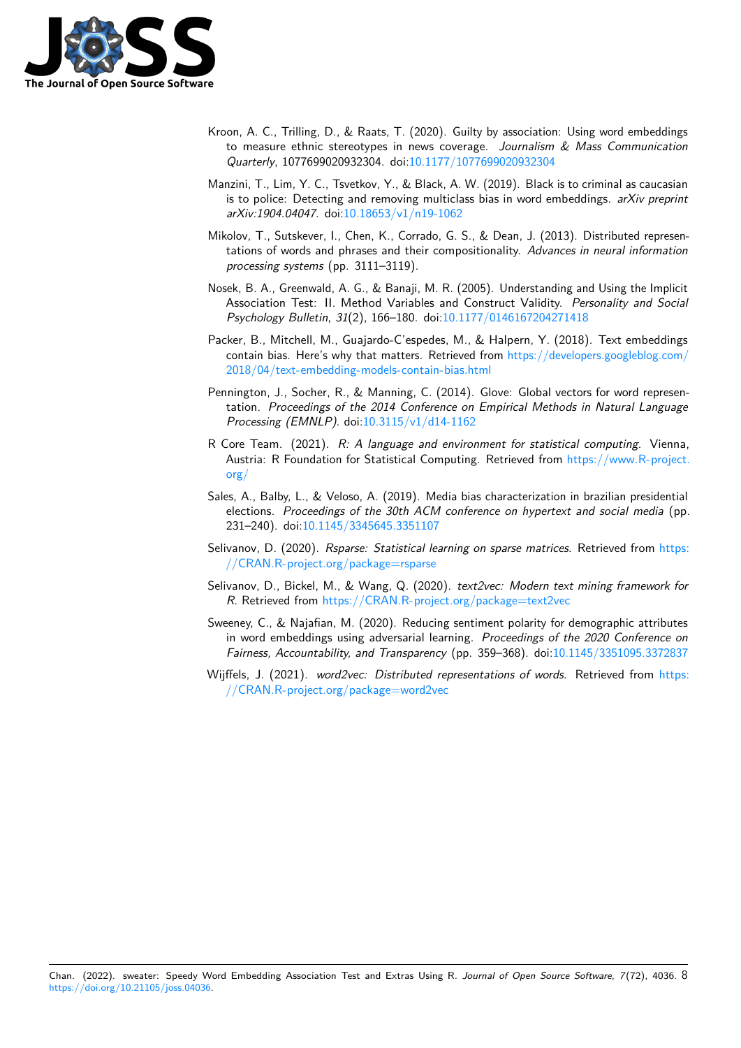Kroon, A. C., Trilling, D., & Raats, T. (2020). Guilty by association: Using word embeddings to measure ethnic stereotypes in news coverage. *Journalism & Mass Communication Quarterly*, 1077699020932304. doi:10.1177/1077699020932304

Manzini, T., Lim, Y. C., Tsvetkov, Y., & Black, A. W. (2019). Black is to criminal as caucasian is to police: Detecting and removing multiclass bias in word embeddings. *arXiv preprint arXiv:1904.04047*. doi:10.18653/v1/n19-1062

Mikolov, T., Sutskever, I., Chen, K., Corrado, G. S., & Dean, J. (2013). Distributed representations of words and phrases and their compositionality. *Advances in neural information processing systems* (pp. 3111–3119).

Nosek, B. A., Greenwald, A. G., & Banaji, M. R. (2005). Understanding and Using the Implicit Association Test: II. Method Variables and Construct Validity. *Personality and Social Psychology Bulletin*, *31*(2), 166–180. doi:10.1177/0146167204271418

Packer, B., Mitchell, M., Guajardo-C'espedes, M., & Halpern, Y. (2018). Text embeddings contain bias. Here's why that matters. Retrieved from https://developers.googleblog.com/2018/04/text-embedding-models-contain-bias.html

Pennington, J., Socher, R., & Manning, C. (2014). Glove: Global vectors for word representation. *Proceedings of the 2014 Conference on Empirical Methods in Natural Language Processing (EMNLP)*. doi:10.3115/v1/d14-1162

R Core Team. (2021). *R: A language and environment for statistical computing*. Vienna, Austria: R Foundation for Statistical Computing. Retrieved from https://www.R-project.org/

Sales, A., Balby, L., & Veloso, A. (2019). Media bias characterization in brazilian presidential elections. *Proceedings of the 30th ACM conference on hypertext and social media* (pp. 231–240). doi:10.1145/3345645.3351107

Selivanov, D. (2020). *Rsparse: Statistical learning on sparse matrices*. Retrieved from https://CRAN.R-project.org/package=rsparse

Selivanov, D., Bickel, M., & Wang, Q. (2020). *text2vec: Modern text mining framework for R*. Retrieved from https://CRAN.R-project.org/package=text2vec

Sweeney, C., & Najafian, M. (2020). Reducing sentiment polarity for demographic attributes in word embeddings using adversarial learning. *Proceedings of the 2020 Conference on Fairness, Accountability, and Transparency* (pp. 359–368). doi:10.1145/3351095.3372837

Wijffels, J. (2021). *word2vec: Distributed representations of words*. Retrieved from https://CRAN.R-project.org/package=word2vec